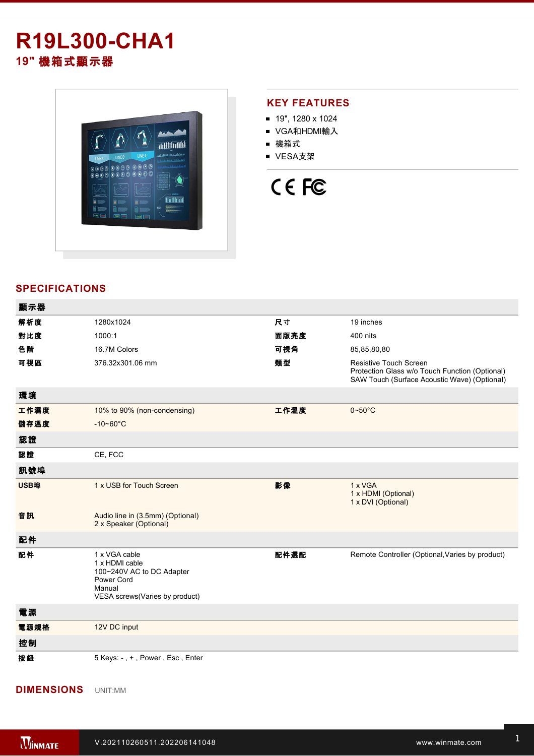# R19L300-CHA1

## 19" 機箱式顯示器

## KEY FEATURES

- 19", 1280 x 1024
- VGA和HDMI輸入
- 機箱式
- VESA支架

## SPECIFICATIONS

| 顯示器 | | | |
|---|---|---|---|
| 解析度 | 1280x1024 | 尺寸 | 19 inches |
| 對比度 | 1000:1 | 面版亮度 | 400 nits |
| 色階 | 16.7M Colors | 可視角 | 85,85,80,80 |
| 可視區 | 376.32x301.06 mm | 類型 | Resistive Touch Screen<br>Protection Glass w/o Touch Function (Optional)<br>SAW Touch (Surface Acoustic Wave) (Optional) |
| **環境** | | | |
| 工作濕度 | 10% to 90% (non-condensing) | 工作溫度 | 0~50°C |
| 儲存溫度 | -10~60°C | | |
| **認證** | | | |
| 認證 | CE, FCC | | |
| **訊號埠** | | | |
| USB埠 | 1 x USB for Touch Screen | 影像 | 1 x VGA<br>1 x HDMI (Optional)<br>1 x DVI (Optional) |
| 音訊 | Audio line in (3.5mm) (Optional)<br>2 x Speaker (Optional) | | |
| **配件** | | | |
| 配件 | 1 x VGA cable<br>1 x HDMI cable<br>100~240V AC to DC Adapter<br>Power Cord<br>Manual<br>VESA screws(Varies by product) | 配件選配 | Remote Controller (Optional,Varies by product) |
| **電源** | | | |
| 電源規格 | 12V DC input | | |
| **控制** | | | |
| 按鈕 | 5 Keys: - , + , Power , Esc , Enter | | |

## DIMENSIONS

UNIT:MM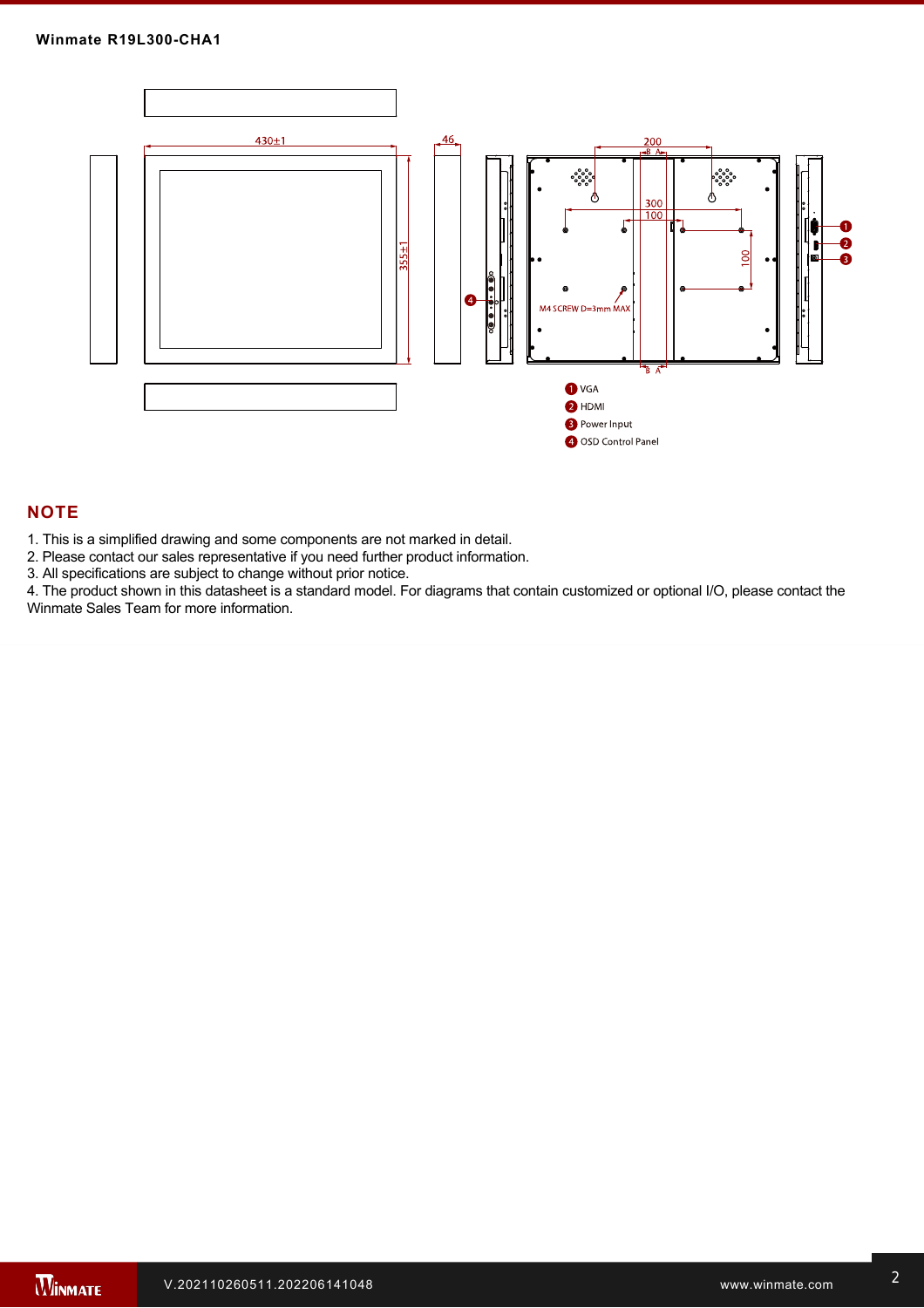430±1

355±1

46

200

300

100

100

M4 SCREW D=3mm MAX

B A

1 VGA
2 HDMI
3 Power Input
4 OSD Control Panel

## NOTE

1. This is a simplified drawing and some components are not marked in detail.
2. Please contact our sales representative if you need further product information.
3. All specifications are subject to change without prior notice.
4. The product shown in this datasheet is a standard model. For diagrams that contain customized or optional I/O, please contact the Winmate Sales Team for more information.